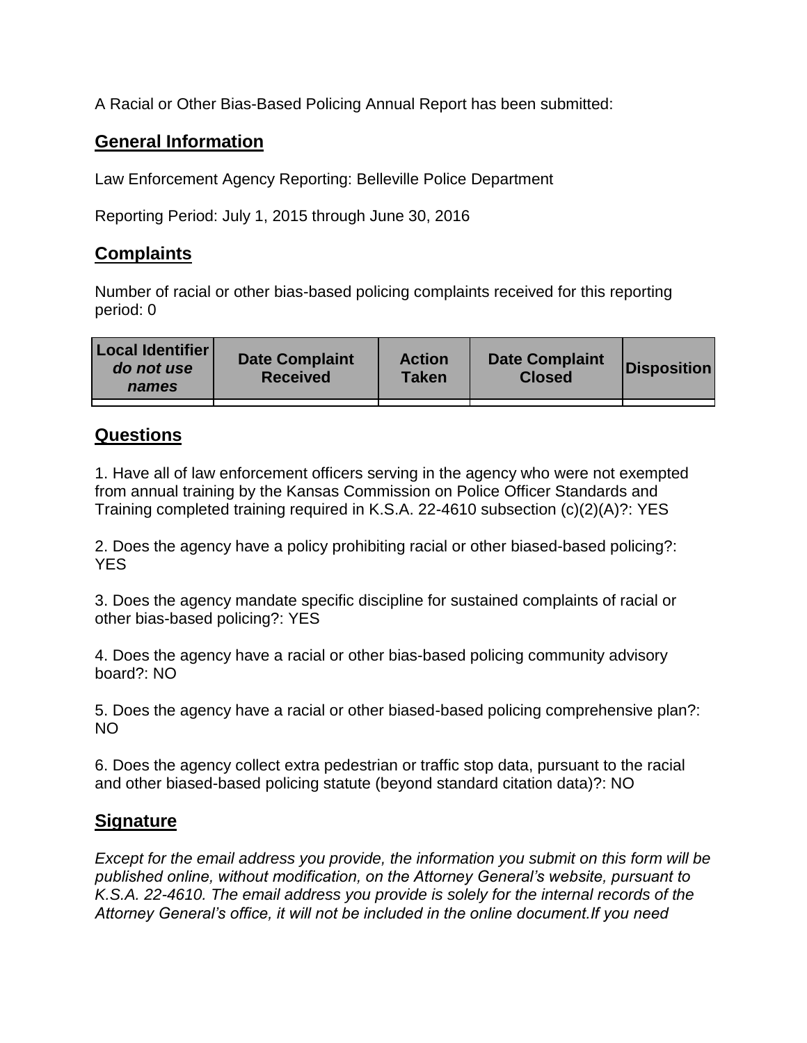A Racial or Other Bias-Based Policing Annual Report has been submitted:

## General Information

Law Enforcement Agency Reporting: Belleville Police Department

Reporting Period: July 1, 2015 through June 30, 2016

## Complaints

Number of racial or other bias-based policing complaints received for this reporting period: 0

| Local Identifier *do not use names* | Date Complaint Received | Action Taken | Date Complaint Closed | Disposition |
|---|---|---|---|---|
| | | | | |

## Questions

1. Have all of law enforcement officers serving in the agency who were not exempted from annual training by the Kansas Commission on Police Officer Standards and Training completed training required in K.S.A. 22-4610 subsection (c)(2)(A)?: YES

2. Does the agency have a policy prohibiting racial or other biased-based policing?: YES

3. Does the agency mandate specific discipline for sustained complaints of racial or other bias-based policing?: YES

4. Does the agency have a racial or other bias-based policing community advisory board?: NO

5. Does the agency have a racial or other biased-based policing comprehensive plan?: NO

6. Does the agency collect extra pedestrian or traffic stop data, pursuant to the racial and other biased-based policing statute (beyond standard citation data)?: NO

## Signature

*Except for the email address you provide, the information you submit on this form will be published online, without modification, on the Attorney General's website, pursuant to K.S.A. 22-4610. The email address you provide is solely for the internal records of the Attorney General's office, it will not be included in the online document.If you need*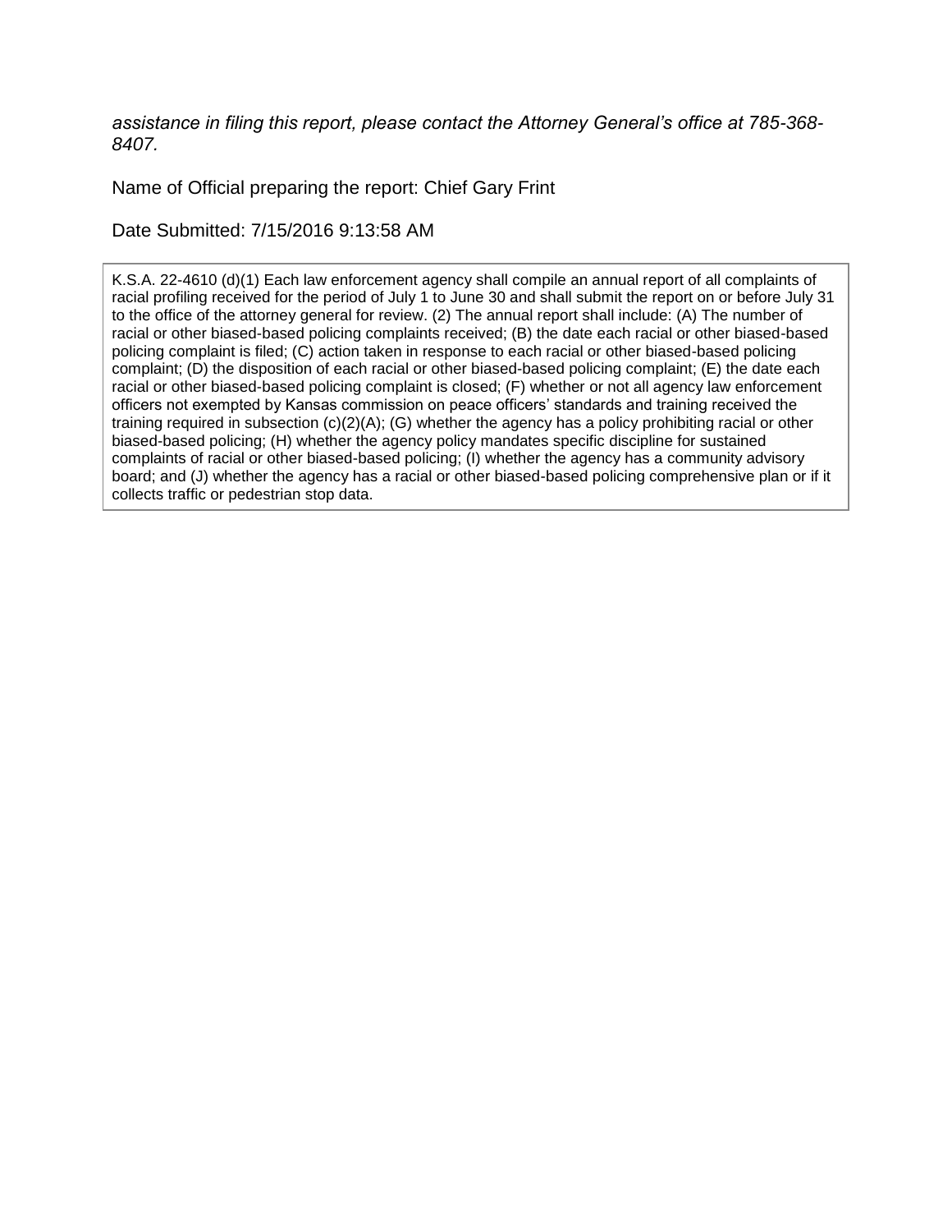*assistance in filing this report, please contact the Attorney General's office at 785-368-8407.*

Name of Official preparing the report: Chief Gary Frint

Date Submitted: 7/15/2016 9:13:58 AM

K.S.A. 22-4610 (d)(1) Each law enforcement agency shall compile an annual report of all complaints of racial profiling received for the period of July 1 to June 30 and shall submit the report on or before July 31 to the office of the attorney general for review. (2) The annual report shall include: (A) The number of racial or other biased-based policing complaints received; (B) the date each racial or other biased-based policing complaint is filed; (C) action taken in response to each racial or other biased-based policing complaint; (D) the disposition of each racial or other biased-based policing complaint; (E) the date each racial or other biased-based policing complaint is closed; (F) whether or not all agency law enforcement officers not exempted by Kansas commission on peace officers' standards and training received the training required in subsection (c)(2)(A); (G) whether the agency has a policy prohibiting racial or other biased-based policing; (H) whether the agency policy mandates specific discipline for sustained complaints of racial or other biased-based policing; (I) whether the agency has a community advisory board; and (J) whether the agency has a racial or other biased-based policing comprehensive plan or if it collects traffic or pedestrian stop data.